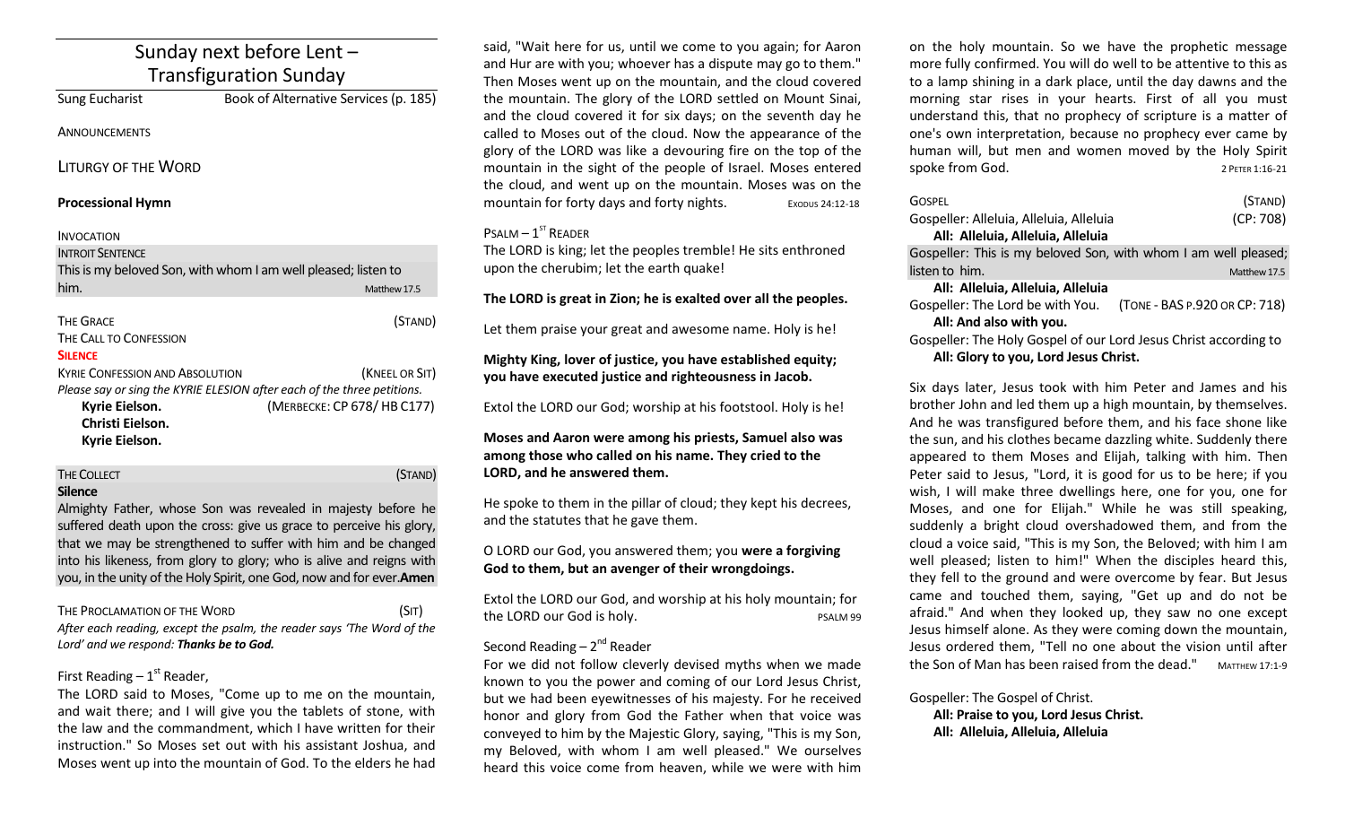# Sunday next before Lent – Transfiguration Sunday

Sung Eucharist — Book of Alternative Services (p. 185)

ANNOUNCEMENTS

## LITURGY OF THE WORD

**Processional Hymn**

INVOCATION

INTROIT SENTENCE

This is my beloved Son, with whom I am well pleased; listen to him. *Matthew 17.5*

THE GRACE (STAND)

THE CALL TO CONFESSION

**SILENCE**

KYRIE CONFESSION AND ABSOLUTION (KNEEL OR SIT)

*Please say or sing the KYRIE ELESION after each of the three petitions.*

**Kyrie Eielson.** (MERBECKE: CP 678/ HB C177)
**Christi Eielson.**
**Kyrie Eielson.**

THE COLLECT (STAND)

**Silence**

Almighty Father, whose Son was revealed in majesty before he suffered death upon the cross: give us grace to perceive his glory, that we may be strengthened to suffer with him and be changed into his likeness, from glory to glory; who is alive and reigns with you, in the unity of the Holy Spirit, one God, now and for ever.**Amen**

THE PROCLAMATION OF THE WORD (SIT)

*After each reading, except the psalm, the reader says 'The Word of the Lord' and we respond:* ***Thanks be to God.***

First Reading – 1st Reader,

The LORD said to Moses, "Come up to me on the mountain, and wait there; and I will give you the tablets of stone, with the law and the commandment, which I have written for their instruction." So Moses set out with his assistant Joshua, and Moses went up into the mountain of God. To the elders he had said, "Wait here for us, until we come to you again; for Aaron and Hur are with you; whoever has a dispute may go to them." Then Moses went up on the mountain, and the cloud covered the mountain. The glory of the LORD settled on Mount Sinai, and the cloud covered it for six days; on the seventh day he called to Moses out of the cloud. Now the appearance of the glory of the LORD was like a devouring fire on the top of the mountain in the sight of the people of Israel. Moses entered the cloud, and went up on the mountain. Moses was on the mountain for forty days and forty nights. EXODUS 24:12-18

PSALM – 1ST READER

The LORD is king; let the peoples tremble! He sits enthroned upon the cherubim; let the earth quake!

**The LORD is great in Zion; he is exalted over all the peoples.**

Let them praise your great and awesome name. Holy is he!

**Mighty King, lover of justice, you have established equity; you have executed justice and righteousness in Jacob.**

Extol the LORD our God; worship at his footstool. Holy is he!

**Moses and Aaron were among his priests, Samuel also was among those who called on his name. They cried to the LORD, and he answered them.**

He spoke to them in the pillar of cloud; they kept his decrees, and the statutes that he gave them.

O LORD our God, you answered them; you **were a forgiving God to them, but an avenger of their wrongdoings.**

Extol the LORD our God, and worship at his holy mountain; for the LORD our God is holy. PSALM 99

Second Reading – 2nd Reader

For we did not follow cleverly devised myths when we made known to you the power and coming of our Lord Jesus Christ, but we had been eyewitnesses of his majesty. For he received honor and glory from God the Father when that voice was conveyed to him by the Majestic Glory, saying, "This is my Son, my Beloved, with whom I am well pleased." We ourselves heard this voice come from heaven, while we were with him on the holy mountain. So we have the prophetic message more fully confirmed. You will do well to be attentive to this as to a lamp shining in a dark place, until the day dawns and the morning star rises in your hearts. First of all you must understand this, that no prophecy of scripture is a matter of one's own interpretation, because no prophecy ever came by human will, but men and women moved by the Holy Spirit spoke from God. 2 PETER 1:16-21

GOSPEL (STAND)

Gospeller: Alleluia, Alleluia, Alleluia (CP: 708)

**All: Alleluia, Alleluia, Alleluia**

Gospeller: This is my beloved Son, with whom I am well pleased; listen to him. *Matthew 17.5*

**All: Alleluia, Alleluia, Alleluia**

Gospeller: The Lord be with You. (TONE - BAS P.920 OR CP: 718)

**All: And also with you.**

Gospeller: The Holy Gospel of our Lord Jesus Christ according to

**All: Glory to you, Lord Jesus Christ.**

Six days later, Jesus took with him Peter and James and his brother John and led them up a high mountain, by themselves. And he was transfigured before them, and his face shone like the sun, and his clothes became dazzling white. Suddenly there appeared to them Moses and Elijah, talking with him. Then Peter said to Jesus, "Lord, it is good for us to be here; if you wish, I will make three dwellings here, one for you, one for Moses, and one for Elijah." While he was still speaking, suddenly a bright cloud overshadowed them, and from the cloud a voice said, "This is my Son, the Beloved; with him I am well pleased; listen to him!" When the disciples heard this, they fell to the ground and were overcome by fear. But Jesus came and touched them, saying, "Get up and do not be afraid." And when they looked up, they saw no one except Jesus himself alone. As they were coming down the mountain, Jesus ordered them, "Tell no one about the vision until after the Son of Man has been raised from the dead." MATTHEW 17:1-9

Gospeller: The Gospel of Christ.

**All: Praise to you, Lord Jesus Christ.**
**All: Alleluia, Alleluia, Alleluia**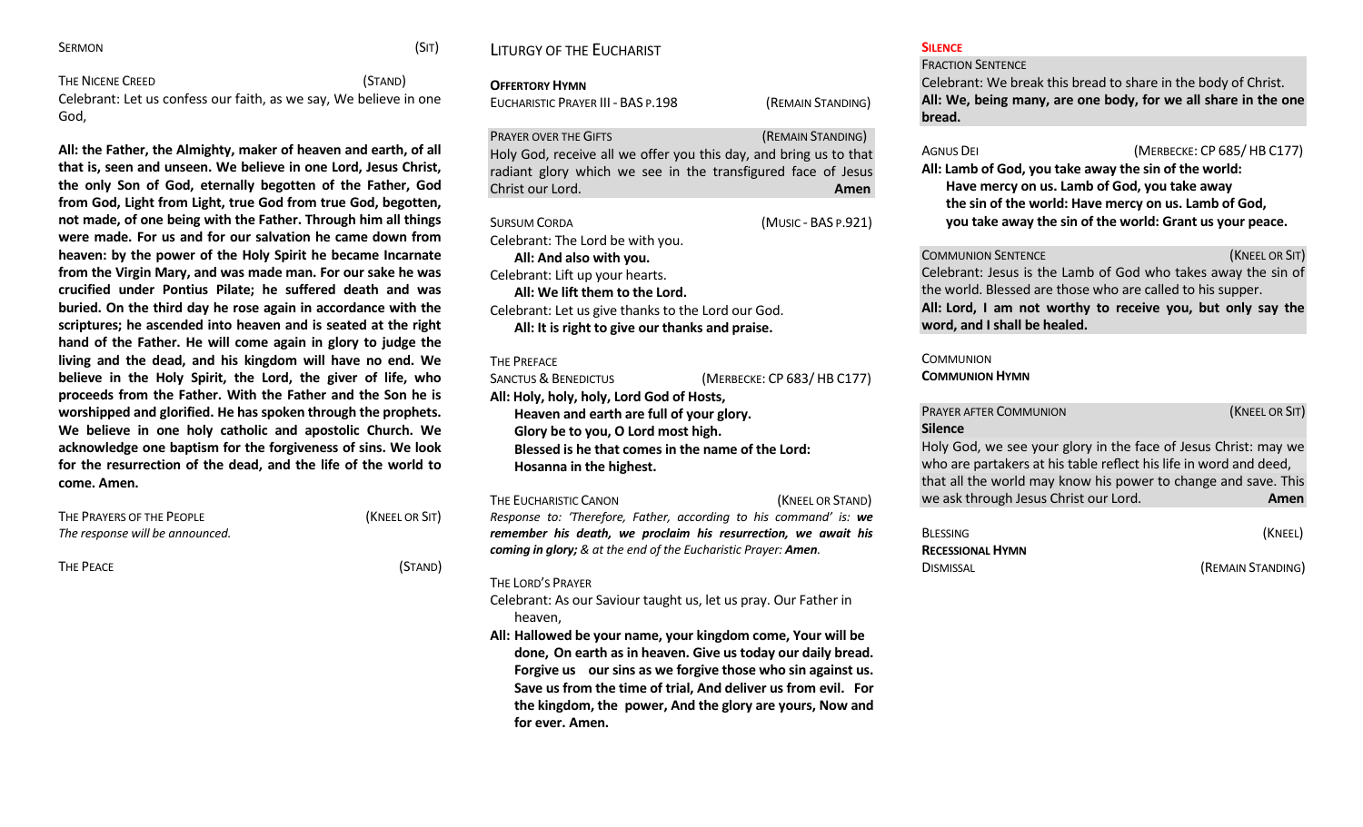SERMON (SIT)

THE NICENE CREED (STAND)

Celebrant: Let us confess our faith, as we say, We believe in one God,

**All: the Father, the Almighty, maker of heaven and earth, of all that is, seen and unseen. We believe in one Lord, Jesus Christ, the only Son of God, eternally begotten of the Father, God from God, Light from Light, true God from true God, begotten, not made, of one being with the Father. Through him all things were made. For us and for our salvation he came down from heaven: by the power of the Holy Spirit he became Incarnate from the Virgin Mary, and was made man. For our sake he was crucified under Pontius Pilate; he suffered death and was buried. On the third day he rose again in accordance with the scriptures; he ascended into heaven and is seated at the right hand of the Father. He will come again in glory to judge the living and the dead, and his kingdom will have no end. We believe in the Holy Spirit, the Lord, the giver of life, who proceeds from the Father. With the Father and the Son he is worshipped and glorified. He has spoken through the prophets. We believe in one holy catholic and apostolic Church. We acknowledge one baptism for the forgiveness of sins. We look for the resurrection of the dead, and the life of the world to come. Amen.**

THE PRAYERS OF THE PEOPLE (KNEEL OR SIT)

*The response will be announced.*

THE PEACE (STAND)

## LITURGY OF THE EUCHARIST

**OFFERTORY HYMN**

EUCHARISTIC PRAYER III - BAS P.198 (REMAIN STANDING)

PRAYER OVER THE GIFTS (REMAIN STANDING)

Holy God, receive all we offer you this day, and bring us to that radiant glory which we see in the transfigured face of Jesus Christ our Lord. **Amen**

SURSUM CORDA (MUSIC - BAS P.921)

Celebrant: The Lord be with you.

**All: And also with you.**

Celebrant: Lift up your hearts.

**All: We lift them to the Lord.**

Celebrant: Let us give thanks to the Lord our God.

**All: It is right to give our thanks and praise.**

THE PREFACE

SANCTUS & BENEDICTUS (MERBECKE: CP 683/ HB C177)

**All: Holy, holy, holy, Lord God of Hosts,**
**Heaven and earth are full of your glory.**
**Glory be to you, O Lord most high.**
**Blessed is he that comes in the name of the Lord:**
**Hosanna in the highest.**

THE EUCHARISTIC CANON (KNEEL OR STAND)

*Response to: 'Therefore, Father, according to his command' is:* ***we remember his death, we proclaim his resurrection, we await his coming in glory;*** *& at the end of the Eucharistic Prayer:* ***Amen****.*

THE LORD'S PRAYER

Celebrant: As our Saviour taught us, let us pray. Our Father in heaven,

**All: Hallowed be your name, your kingdom come, Your will be done, On earth as in heaven. Give us today our daily bread. Forgive us our sins as we forgive those who sin against us. Save us from the time of trial, And deliver us from evil. For the kingdom, the power, And the glory are yours, Now and for ever. Amen.**

**SILENCE**

FRACTION SENTENCE

Celebrant: We break this bread to share in the body of Christ.

**All: We, being many, are one body, for we all share in the one bread.**

AGNUS DEI (MERBECKE: CP 685/ HB C177)

**All: Lamb of God, you take away the sin of the world:**
**Have mercy on us. Lamb of God, you take away**
**the sin of the world: Have mercy on us. Lamb of God,**
**you take away the sin of the world: Grant us your peace.**

COMMUNION SENTENCE (KNEEL OR SIT)

Celebrant: Jesus is the Lamb of God who takes away the sin of the world. Blessed are those who are called to his supper.

**All: Lord, I am not worthy to receive you, but only say the word, and I shall be healed.**

COMMUNION

**COMMUNION HYMN**

PRAYER AFTER COMMUNION (KNEEL OR SIT)

**Silence**

Holy God, we see your glory in the face of Jesus Christ: may we who are partakers at his table reflect his life in word and deed, that all the world may know his power to change and save. This we ask through Jesus Christ our Lord. **Amen**

BLESSING (KNEEL)

**RECESSIONAL HYMN**

DISMISSAL (REMAIN STANDING)